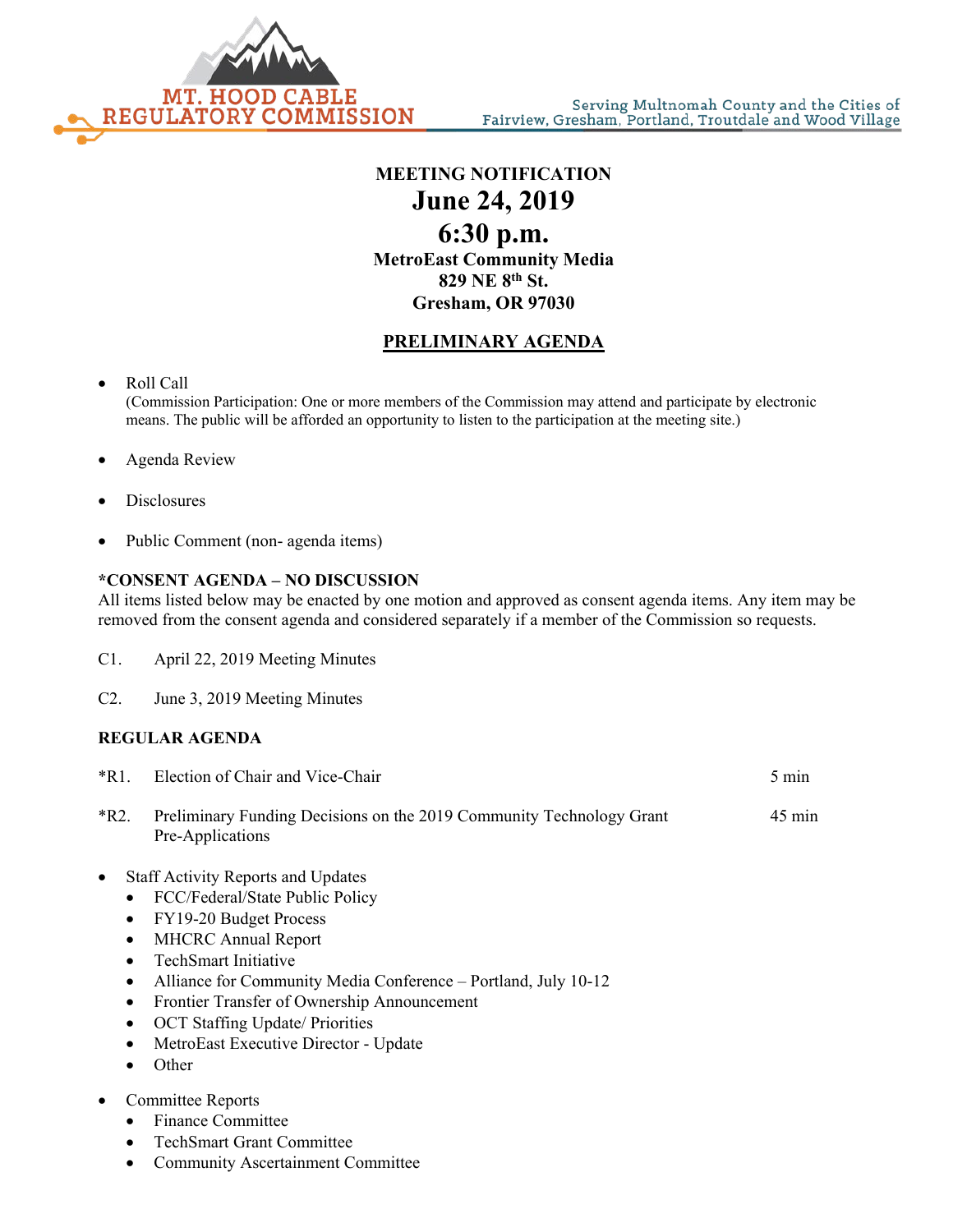**MT. HOOD CABLE REGULATORY COMMISSION**

Serving Multnomah County and the Cities of Fairview, Gresham, Portland, Troutdale and Wood Village

**MEETING NOTIFICATION**

# June 24, 2019

# 6:30 p.m.

**MetroEast Community Media**
**829 NE 8th St.**
**Gresham, OR 97030**

## PRELIMINARY AGENDA

- Roll Call
  (Commission Participation: One or more members of the Commission may attend and participate by electronic means. The public will be afforded an opportunity to listen to the participation at the meeting site.)
- Agenda Review
- Disclosures
- Public Comment (non- agenda items)

**\*CONSENT AGENDA – NO DISCUSSION**

All items listed below may be enacted by one motion and approved as consent agenda items. Any item may be removed from the consent agenda and considered separately if a member of the Commission so requests.

C1. April 22, 2019 Meeting Minutes

C2. June 3, 2019 Meeting Minutes

**REGULAR AGENDA**

| | | |
|---|---|---|
| *R1. | Election of Chair and Vice-Chair | 5 min |
| *R2. | Preliminary Funding Decisions on the 2019 Community Technology Grant Pre-Applications | 45 min |

- Staff Activity Reports and Updates
  - FCC/Federal/State Public Policy
  - FY19-20 Budget Process
  - MHCRC Annual Report
  - TechSmart Initiative
  - Alliance for Community Media Conference – Portland, July 10-12
  - Frontier Transfer of Ownership Announcement
  - OCT Staffing Update/ Priorities
  - MetroEast Executive Director - Update
  - Other
- Committee Reports
  - Finance Committee
  - TechSmart Grant Committee
  - Community Ascertainment Committee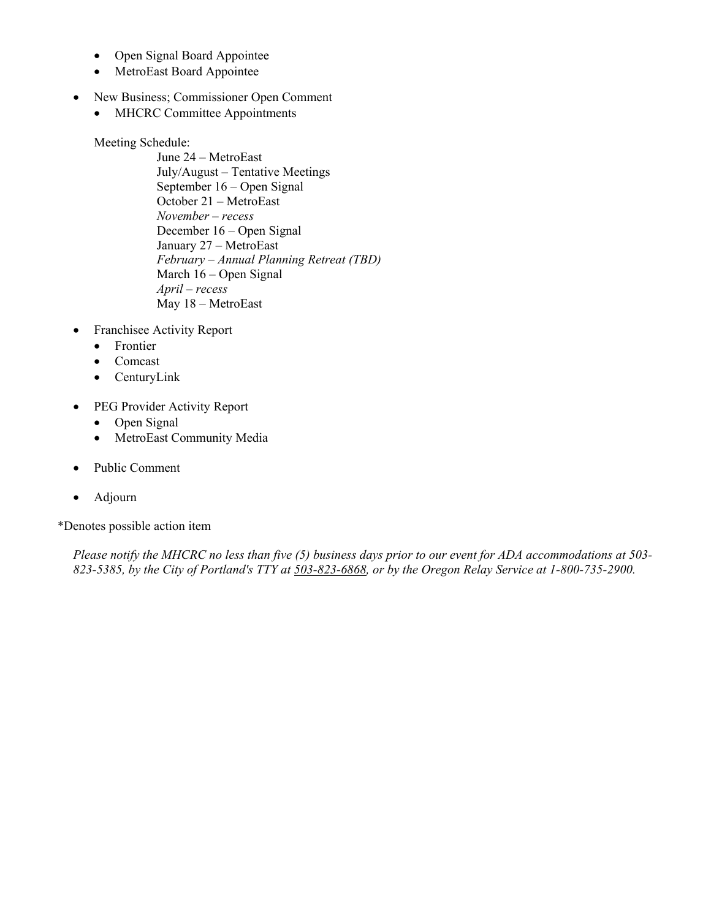- Open Signal Board Appointee
    - MetroEast Board Appointee

- New Business; Commissioner Open Comment
    - MHCRC Committee Appointments

    Meeting Schedule:

    June 24 – MetroEast
    July/August – Tentative Meetings
    September 16 – Open Signal
    October 21 – MetroEast
    *November – recess*
    December 16 – Open Signal
    January 27 – MetroEast
    *February – Annual Planning Retreat (TBD)*
    March 16 – Open Signal
    *April – recess*
    May 18 – MetroEast

- Franchisee Activity Report
    - Frontier
    - Comcast
    - CenturyLink

- PEG Provider Activity Report
    - Open Signal
    - MetroEast Community Media

- Public Comment

- Adjourn

*Denotes possible action item

*Please notify the MHCRC no less than five (5) business days prior to our event for ADA accommodations at 503-823-5385, by the City of Portland's TTY at 503-823-6868, or by the Oregon Relay Service at 1-800-735-2900.*